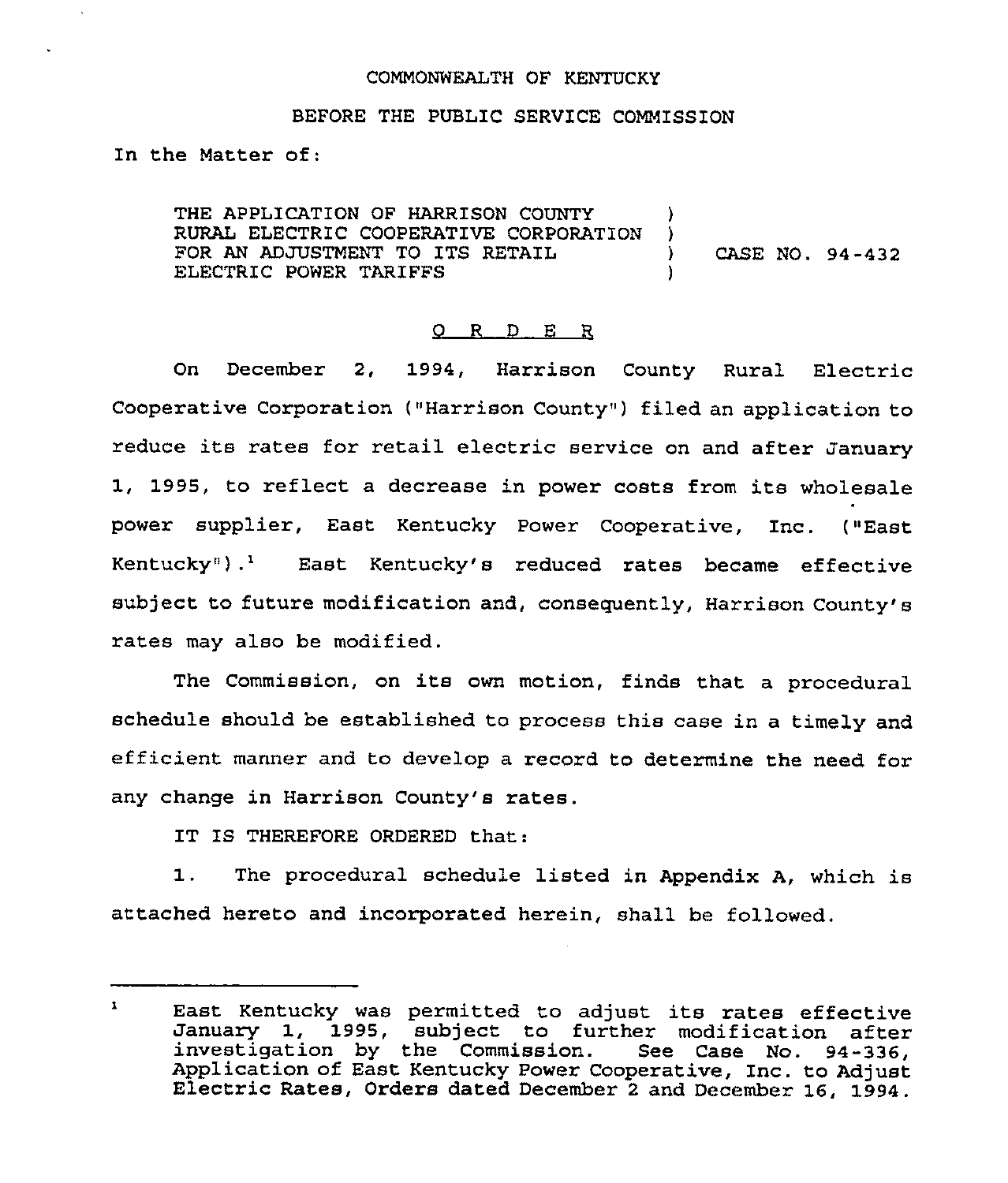COMMONWEALTH OF KENTUCKY

BEFORE THE PUBLIC SERVICE COMMISSION

In the Matter of:

| | | |
|---|---|---|
| THE APPLICATION OF HARRISON COUNTY RURAL ELECTRIC COOPERATIVE CORPORATION FOR AN ADJUSTMENT TO ITS RETAIL ELECTRIC POWER TARIFFS | ) ) ) ) | CASE NO. 94-432 |

# O R D E R

On December 2, 1994, Harrison County Rural Electric Cooperative Corporation ("Harrison County") filed an application to reduce its rates for retail electric service on and after January 1, 1995, to reflect a decrease in power costs from its wholesale power supplier, East Kentucky Power Cooperative, Inc. ("East Kentucky").[1] East Kentucky's reduced rates became effective subject to future modification and, consequently, Harrison County's rates may also be modified.

The Commission, on its own motion, finds that a procedural schedule should be established to process this case in a timely and efficient manner and to develop a record to determine the need for any change in Harrison County's rates.

IT IS THEREFORE ORDERED that:

1. The procedural schedule listed in Appendix A, which is attached hereto and incorporated herein, shall be followed.

---

[1] East Kentucky was permitted to adjust its rates effective January 1, 1995, subject to further modification after investigation by the Commission. See Case No. 94-336, Application of East Kentucky Power Cooperative, Inc. to Adjust Electric Rates, Orders dated December 2 and December 16, 1994.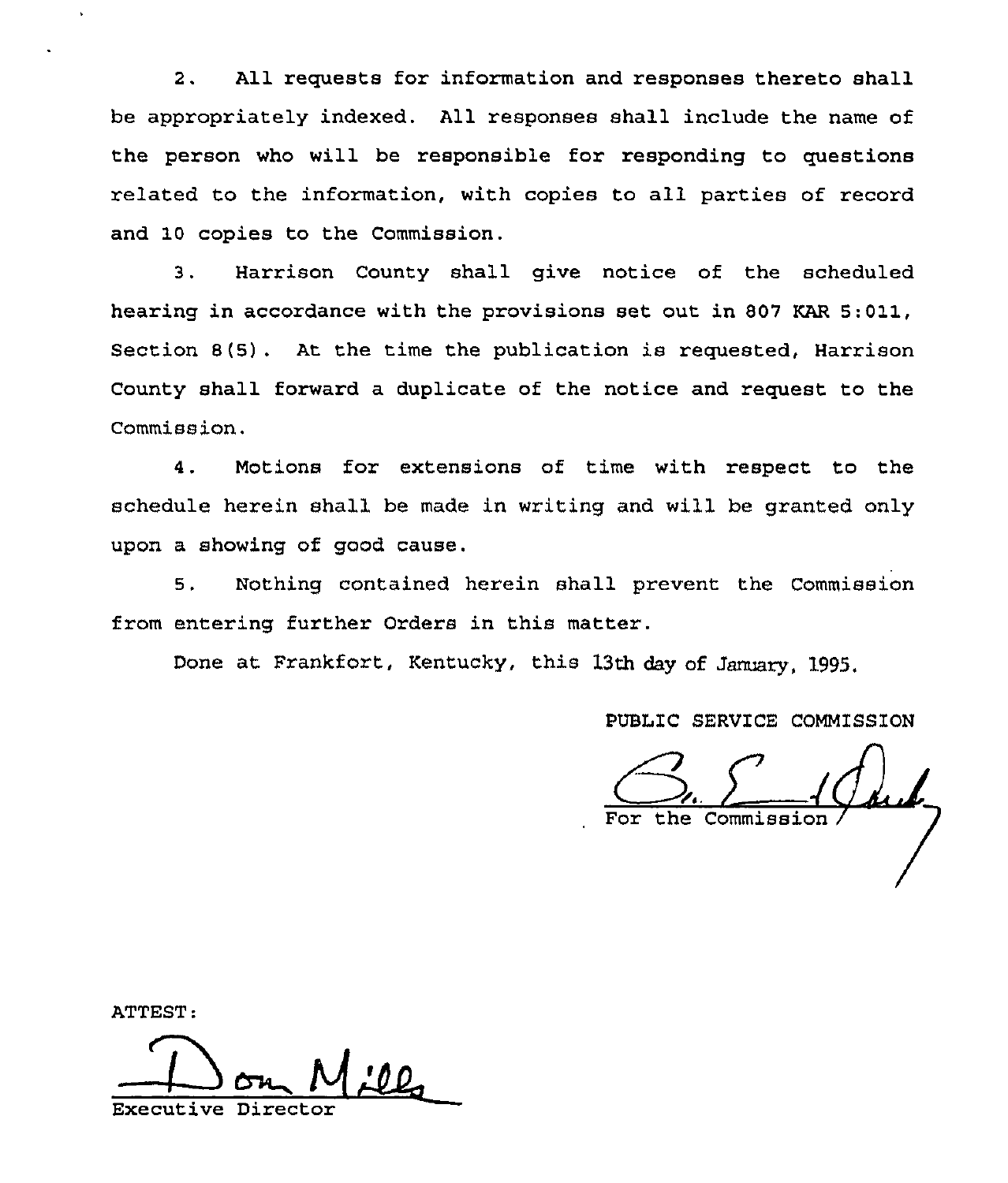2. All requests for information and responses thereto shall be appropriately indexed. All responses shall include the name of the person who will be responsible for responding to questions related to the information, with copies to all parties of record and 10 copies to the Commission.

3. Harrison County shall give notice of the scheduled hearing in accordance with the provisions set out in 807 KAR 5:011, Section 8(5). At the time the publication is requested, Harrison County shall forward a duplicate of the notice and request to the Commission.

4. Motions for extensions of time with respect to the schedule herein shall be made in writing and will be granted only upon a showing of good cause.

5. Nothing contained herein shall prevent the Commission from entering further Orders in this matter.

Done at Frankfort, Kentucky, this 13th day of January, 1995.

PUBLIC SERVICE COMMISSION

For the Commission

ATTEST:

Executive Director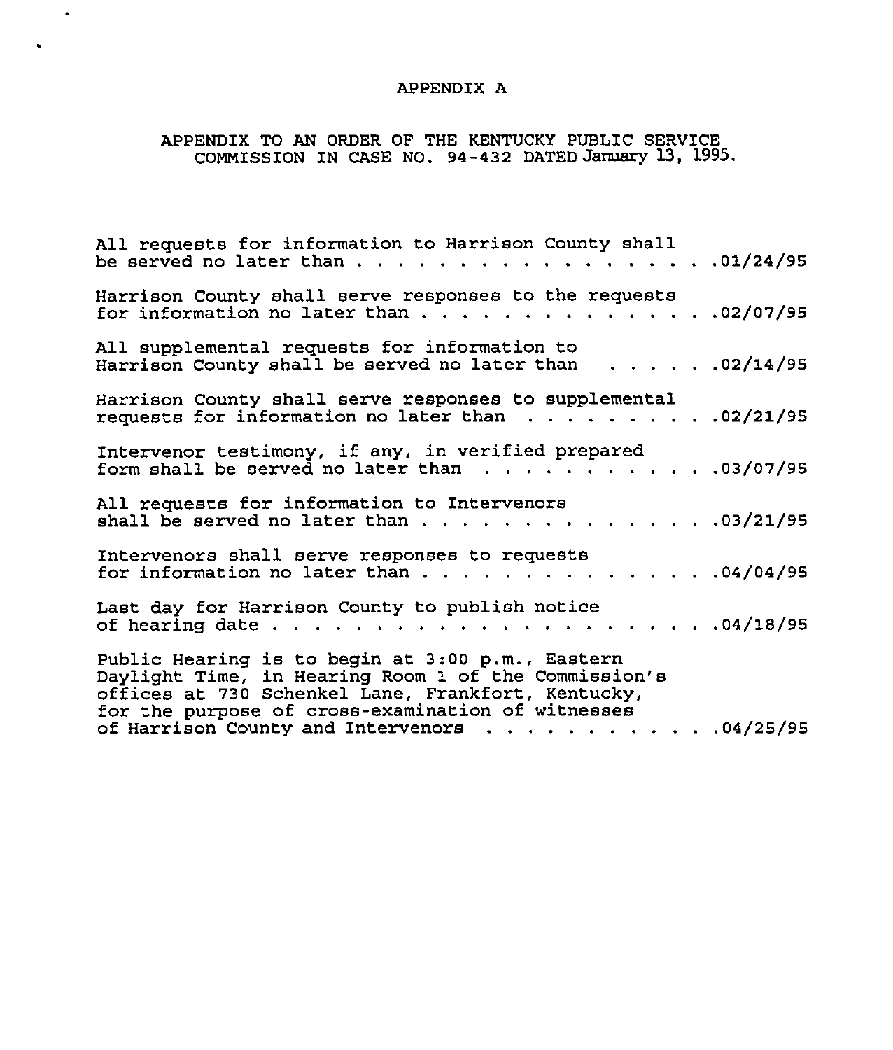# APPENDIX A

APPENDIX TO AN ORDER OF THE KENTUCKY PUBLIC SERVICE COMMISSION IN CASE NO. 94-432 DATED January 13, 1995.

All requests for information to Harrison County shall be served no later than . . . . . . . . . . . . . . . . . . .01/24/95

Harrison County shall serve responses to the requests for information no later than . . . . . . . . . . . . . . .02/07/95

All supplemental requests for information to Harrison County shall be served no later than . . . . . .02/14/95

Harrison County shall serve responses to supplemental requests for information no later than . . . . . . . . . .02/21/95

Intervenor testimony, if any, in verified prepared form shall be served no later than . . . . . . . . . . . .03/07/95

All requests for information to Intervenors shall be served no later than . . . . . . . . . . . . . . .03/21/95

Intervenors shall serve responses to requests for information no later than . . . . . . . . . . . . . . .04/04/95

Last day for Harrison County to publish notice of hearing date . . . . . . . . . . . . . . . . . . . . . .04/18/95

Public Hearing is to begin at 3:00 p.m., Eastern Daylight Time, in Hearing Room 1 of the Commission's offices at 730 Schenkel Lane, Frankfort, Kentucky, for the purpose of cross-examination of witnesses of Harrison County and Intervenors . . . . . . . . . . .04/25/95